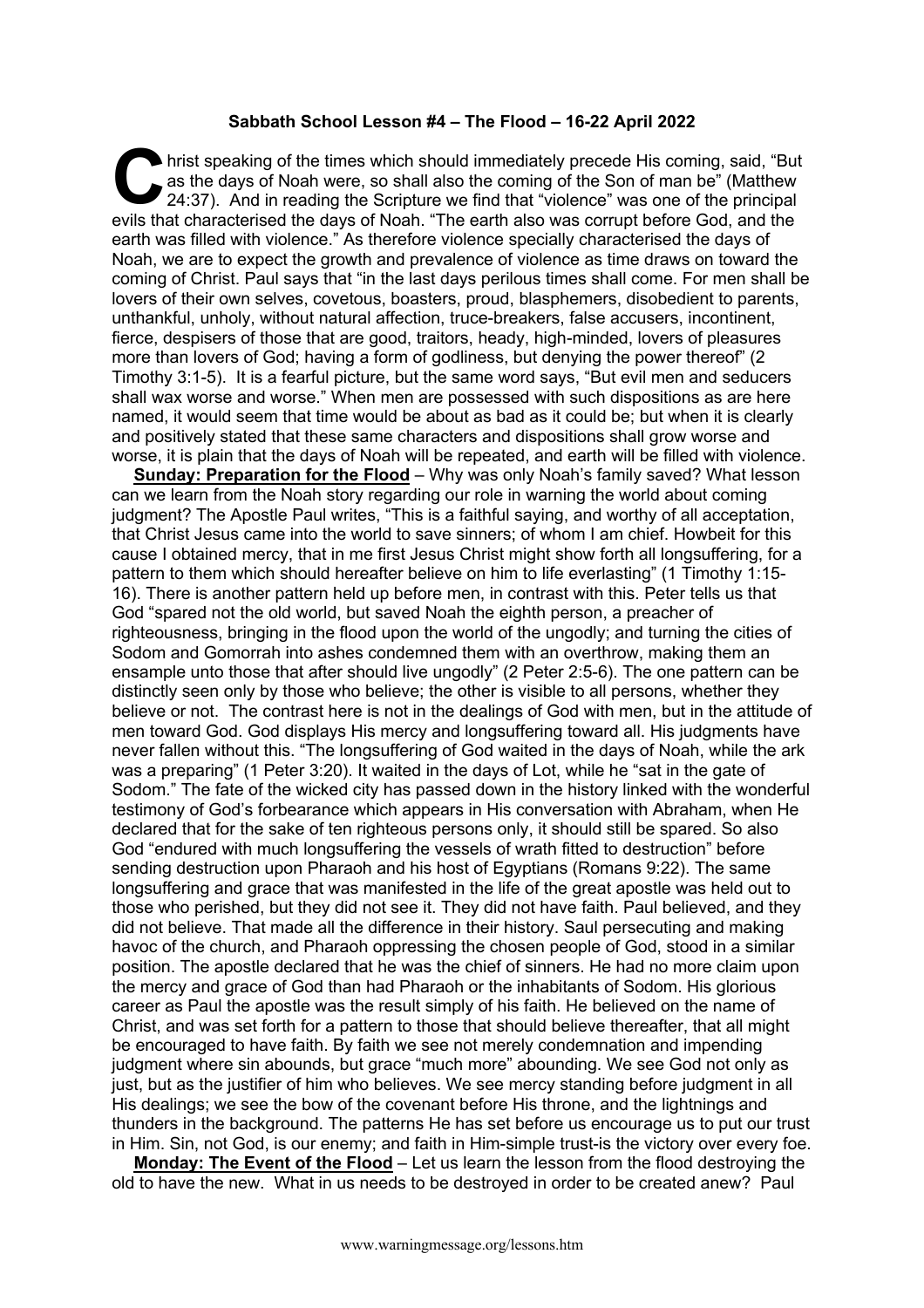**Sabbath School Lesson #4 – The Flood – 16-22 April 2022**

Christ speaking of the times which should immediately precede His coming, said, "But as the days of Noah were, so shall also the coming of the Son of man be" (Matthew 24:37). And in reading the Scripture we find that "violence" was one of the principal evils that characterised the days of Noah. "The earth also was corrupt before God, and the earth was filled with violence." As therefore violence specially characterised the days of Noah, we are to expect the growth and prevalence of violence as time draws on toward the coming of Christ. Paul says that "in the last days perilous times shall come. For men shall be lovers of their own selves, covetous, boasters, proud, blasphemers, disobedient to parents, unthankful, unholy, without natural affection, truce-breakers, false accusers, incontinent, fierce, despisers of those that are good, traitors, heady, high-minded, lovers of pleasures more than lovers of God; having a form of godliness, but denying the power thereof" (2 Timothy 3:1-5). It is a fearful picture, but the same word says, "But evil men and seducers shall wax worse and worse." When men are possessed with such dispositions as are here named, it would seem that time would be about as bad as it could be; but when it is clearly and positively stated that these same characters and dispositions shall grow worse and worse, it is plain that the days of Noah will be repeated, and earth will be filled with violence.

**Sunday: Preparation for the Flood** – Why was only Noah's family saved? What lesson can we learn from the Noah story regarding our role in warning the world about coming judgment? The Apostle Paul writes, "This is a faithful saying, and worthy of all acceptation, that Christ Jesus came into the world to save sinners; of whom I am chief. Howbeit for this cause I obtained mercy, that in me first Jesus Christ might show forth all longsuffering, for a pattern to them which should hereafter believe on him to life everlasting" (1 Timothy 1:15-16). There is another pattern held up before men, in contrast with this. Peter tells us that God "spared not the old world, but saved Noah the eighth person, a preacher of righteousness, bringing in the flood upon the world of the ungodly; and turning the cities of Sodom and Gomorrah into ashes condemned them with an overthrow, making them an ensample unto those that after should live ungodly" (2 Peter 2:5-6). The one pattern can be distinctly seen only by those who believe; the other is visible to all persons, whether they believe or not. The contrast here is not in the dealings of God with men, but in the attitude of men toward God. God displays His mercy and longsuffering toward all. His judgments have never fallen without this. "The longsuffering of God waited in the days of Noah, while the ark was a preparing" (1 Peter 3:20). It waited in the days of Lot, while he "sat in the gate of Sodom." The fate of the wicked city has passed down in the history linked with the wonderful testimony of God's forbearance which appears in His conversation with Abraham, when He declared that for the sake of ten righteous persons only, it should still be spared. So also God "endured with much longsuffering the vessels of wrath fitted to destruction" before sending destruction upon Pharaoh and his host of Egyptians (Romans 9:22). The same longsuffering and grace that was manifested in the life of the great apostle was held out to those who perished, but they did not see it. They did not have faith. Paul believed, and they did not believe. That made all the difference in their history. Saul persecuting and making havoc of the church, and Pharaoh oppressing the chosen people of God, stood in a similar position. The apostle declared that he was the chief of sinners. He had no more claim upon the mercy and grace of God than had Pharaoh or the inhabitants of Sodom. His glorious career as Paul the apostle was the result simply of his faith. He believed on the name of Christ, and was set forth for a pattern to those that should believe thereafter, that all might be encouraged to have faith. By faith we see not merely condemnation and impending judgment where sin abounds, but grace "much more" abounding. We see God not only as just, but as the justifier of him who believes. We see mercy standing before judgment in all His dealings; we see the bow of the covenant before His throne, and the lightnings and thunders in the background. The patterns He has set before us encourage us to put our trust in Him. Sin, not God, is our enemy; and faith in Him-simple trust-is the victory over every foe.

**Monday: The Event of the Flood** – Let us learn the lesson from the flood destroying the old to have the new. What in us needs to be destroyed in order to be created anew? Paul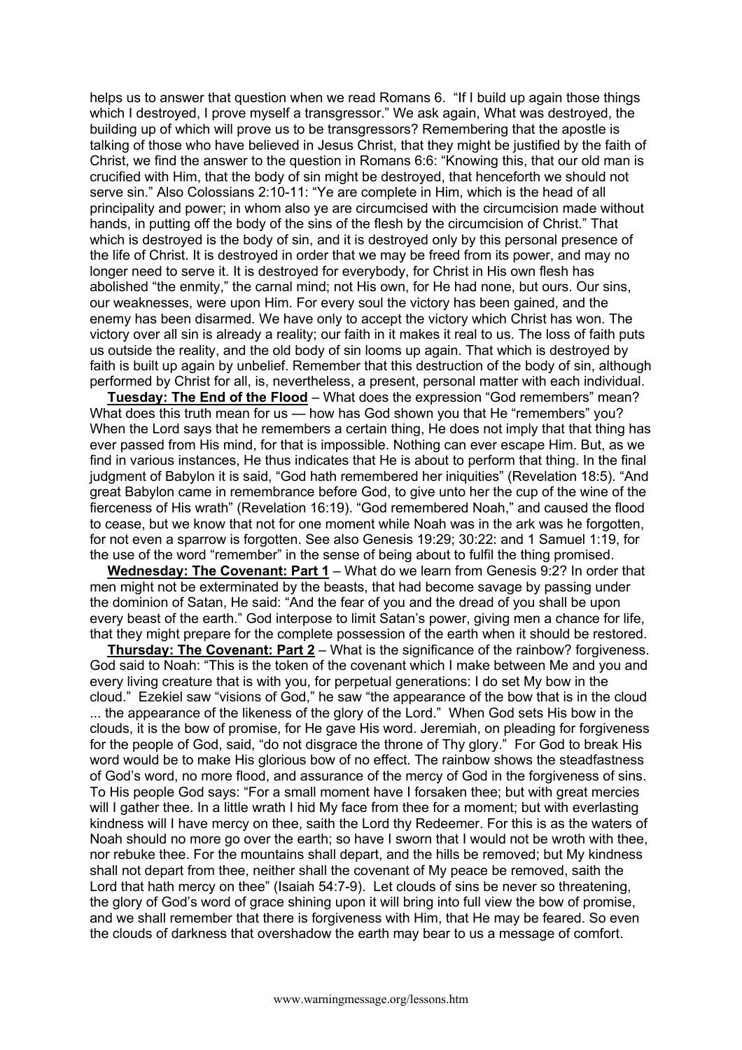helps us to answer that question when we read Romans 6. "If I build up again those things which I destroyed, I prove myself a transgressor." We ask again, What was destroyed, the building up of which will prove us to be transgressors? Remembering that the apostle is talking of those who have believed in Jesus Christ, that they might be justified by the faith of Christ, we find the answer to the question in Romans 6:6: "Knowing this, that our old man is crucified with Him, that the body of sin might be destroyed, that henceforth we should not serve sin." Also Colossians 2:10-11: "Ye are complete in Him, which is the head of all principality and power; in whom also ye are circumcised with the circumcision made without hands, in putting off the body of the sins of the flesh by the circumcision of Christ." That which is destroyed is the body of sin, and it is destroyed only by this personal presence of the life of Christ. It is destroyed in order that we may be freed from its power, and may no longer need to serve it. It is destroyed for everybody, for Christ in His own flesh has abolished "the enmity," the carnal mind; not His own, for He had none, but ours. Our sins, our weaknesses, were upon Him. For every soul the victory has been gained, and the enemy has been disarmed. We have only to accept the victory which Christ has won. The victory over all sin is already a reality; our faith in it makes it real to us. The loss of faith puts us outside the reality, and the old body of sin looms up again. That which is destroyed by faith is built up again by unbelief. Remember that this destruction of the body of sin, although performed by Christ for all, is, nevertheless, a present, personal matter with each individual.

**Tuesday: The End of the Flood** – What does the expression "God remembers" mean? What does this truth mean for us — how has God shown you that He "remembers" you? When the Lord says that he remembers a certain thing, He does not imply that that thing has ever passed from His mind, for that is impossible. Nothing can ever escape Him. But, as we find in various instances, He thus indicates that He is about to perform that thing. In the final judgment of Babylon it is said, "God hath remembered her iniquities" (Revelation 18:5). "And great Babylon came in remembrance before God, to give unto her the cup of the wine of the fierceness of His wrath" (Revelation 16:19). "God remembered Noah," and caused the flood to cease, but we know that not for one moment while Noah was in the ark was he forgotten, for not even a sparrow is forgotten. See also Genesis 19:29; 30:22: and 1 Samuel 1:19, for the use of the word "remember" in the sense of being about to fulfil the thing promised.

**Wednesday: The Covenant: Part 1** – What do we learn from Genesis 9:2? In order that men might not be exterminated by the beasts, that had become savage by passing under the dominion of Satan, He said: "And the fear of you and the dread of you shall be upon every beast of the earth." God interpose to limit Satan's power, giving men a chance for life, that they might prepare for the complete possession of the earth when it should be restored.

**Thursday: The Covenant: Part 2** – What is the significance of the rainbow? forgiveness. God said to Noah: "This is the token of the covenant which I make between Me and you and every living creature that is with you, for perpetual generations: I do set My bow in the cloud." Ezekiel saw "visions of God," he saw "the appearance of the bow that is in the cloud ... the appearance of the likeness of the glory of the Lord." When God sets His bow in the clouds, it is the bow of promise, for He gave His word. Jeremiah, on pleading for forgiveness for the people of God, said, "do not disgrace the throne of Thy glory." For God to break His word would be to make His glorious bow of no effect. The rainbow shows the steadfastness of God's word, no more flood, and assurance of the mercy of God in the forgiveness of sins. To His people God says: "For a small moment have I forsaken thee; but with great mercies will I gather thee. In a little wrath I hid My face from thee for a moment; but with everlasting kindness will I have mercy on thee, saith the Lord thy Redeemer. For this is as the waters of Noah should no more go over the earth; so have I sworn that I would not be wroth with thee, nor rebuke thee. For the mountains shall depart, and the hills be removed; but My kindness shall not depart from thee, neither shall the covenant of My peace be removed, saith the Lord that hath mercy on thee" (Isaiah 54:7-9). Let clouds of sins be never so threatening, the glory of God's word of grace shining upon it will bring into full view the bow of promise, and we shall remember that there is forgiveness with Him, that He may be feared. So even the clouds of darkness that overshadow the earth may bear to us a message of comfort.